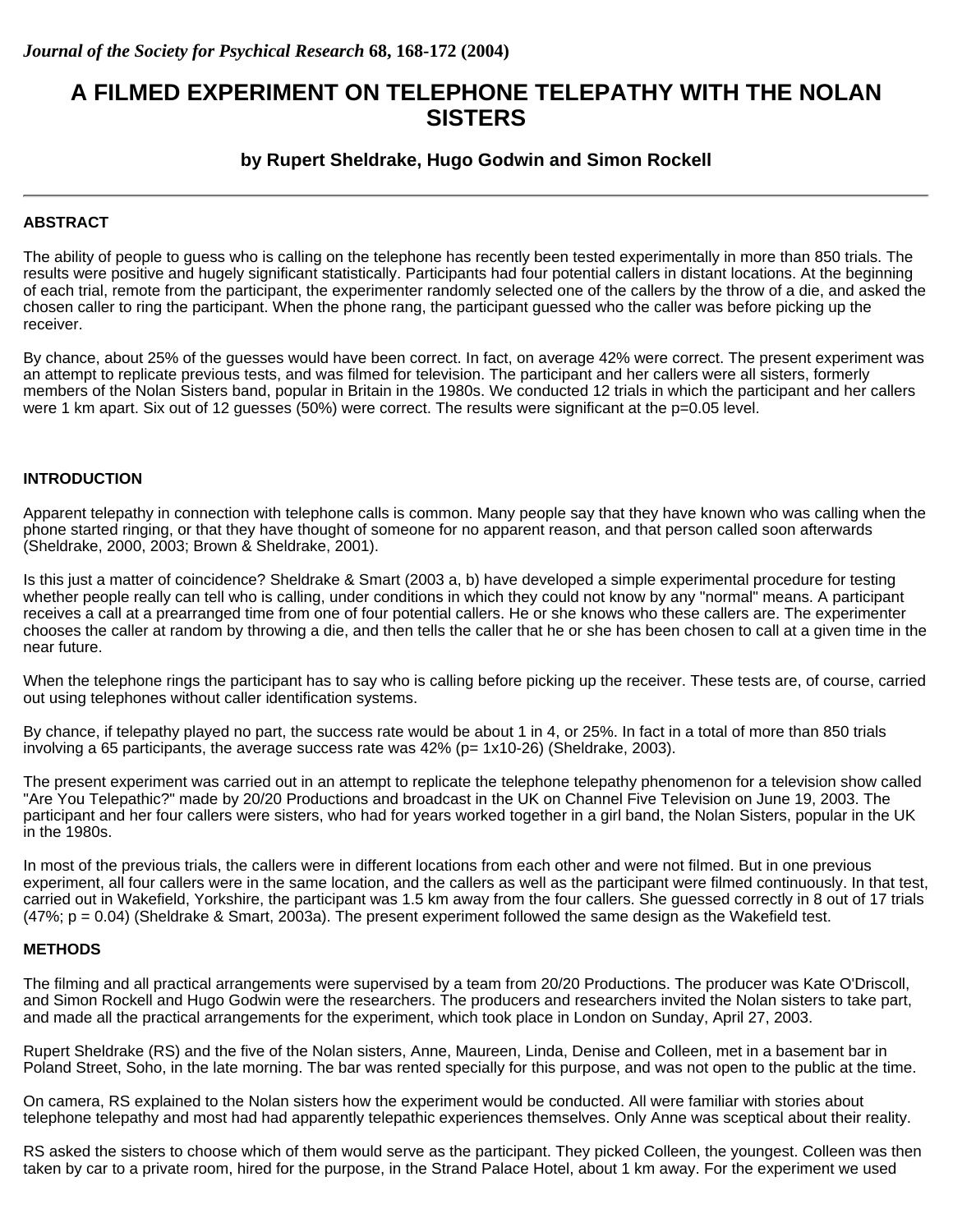*Journal of the Society for Psychical Research* **68, 168-172 (2004)**

# A FILMED EXPERIMENT ON TELEPHONE TELEPATHY WITH THE NOLAN SISTERS

### by Rupert Sheldrake, Hugo Godwin and Simon Rockell

---

## ABSTRACT

The ability of people to guess who is calling on the telephone has recently been tested experimentally in more than 850 trials. The results were positive and hugely significant statistically. Participants had four potential callers in distant locations. At the beginning of each trial, remote from the participant, the experimenter randomly selected one of the callers by the throw of a die, and asked the chosen caller to ring the participant. When the phone rang, the participant guessed who the caller was before picking up the receiver.

By chance, about 25% of the guesses would have been correct. In fact, on average 42% were correct. The present experiment was an attempt to replicate previous tests, and was filmed for television. The participant and her callers were all sisters, formerly members of the Nolan Sisters band, popular in Britain in the 1980s. We conducted 12 trials in which the participant and her callers were 1 km apart. Six out of 12 guesses (50%) were correct. The results were significant at the $p=0.05$ level.

## INTRODUCTION

Apparent telepathy in connection with telephone calls is common. Many people say that they have known who was calling when the phone started ringing, or that they have thought of someone for no apparent reason, and that person called soon afterwards (Sheldrake, 2000, 2003; Brown & Sheldrake, 2001).

Is this just a matter of coincidence? Sheldrake & Smart (2003 a, b) have developed a simple experimental procedure for testing whether people really can tell who is calling, under conditions in which they could not know by any "normal" means. A participant receives a call at a prearranged time from one of four potential callers. He or she knows who these callers are. The experimenter chooses the caller at random by throwing a die, and then tells the caller that he or she has been chosen to call at a given time in the near future.

When the telephone rings the participant has to say who is calling before picking up the receiver. These tests are, of course, carried out using telephones without caller identification systems.

By chance, if telepathy played no part, the success rate would be about 1 in 4, or 25%. In fact in a total of more than 850 trials involving a 65 participants, the average success rate was 42% ($p= 1 \times 10^{-26}$) (Sheldrake, 2003).

The present experiment was carried out in an attempt to replicate the telephone telepathy phenomenon for a television show called "Are You Telepathic?" made by 20/20 Productions and broadcast in the UK on Channel Five Television on June 19, 2003. The participant and her four callers were sisters, who had for years worked together in a girl band, the Nolan Sisters, popular in the UK in the 1980s.

In most of the previous trials, the callers were in different locations from each other and were not filmed. But in one previous experiment, all four callers were in the same location, and the callers as well as the participant were filmed continuously. In that test, carried out in Wakefield, Yorkshire, the participant was 1.5 km away from the four callers. She guessed correctly in 8 out of 17 trials (47%; $p = 0.04$) (Sheldrake & Smart, 2003a). The present experiment followed the same design as the Wakefield test.

## METHODS

The filming and all practical arrangements were supervised by a team from 20/20 Productions. The producer was Kate O'Driscoll, and Simon Rockell and Hugo Godwin were the researchers. The producers and researchers invited the Nolan sisters to take part, and made all the practical arrangements for the experiment, which took place in London on Sunday, April 27, 2003.

Rupert Sheldrake (RS) and the five of the Nolan sisters, Anne, Maureen, Linda, Denise and Colleen, met in a basement bar in Poland Street, Soho, in the late morning. The bar was rented specially for this purpose, and was not open to the public at the time.

On camera, RS explained to the Nolan sisters how the experiment would be conducted. All were familiar with stories about telephone telepathy and most had had apparently telepathic experiences themselves. Only Anne was sceptical about their reality.

RS asked the sisters to choose which of them would serve as the participant. They picked Colleen, the youngest. Colleen was then taken by car to a private room, hired for the purpose, in the Strand Palace Hotel, about 1 km away. For the experiment we used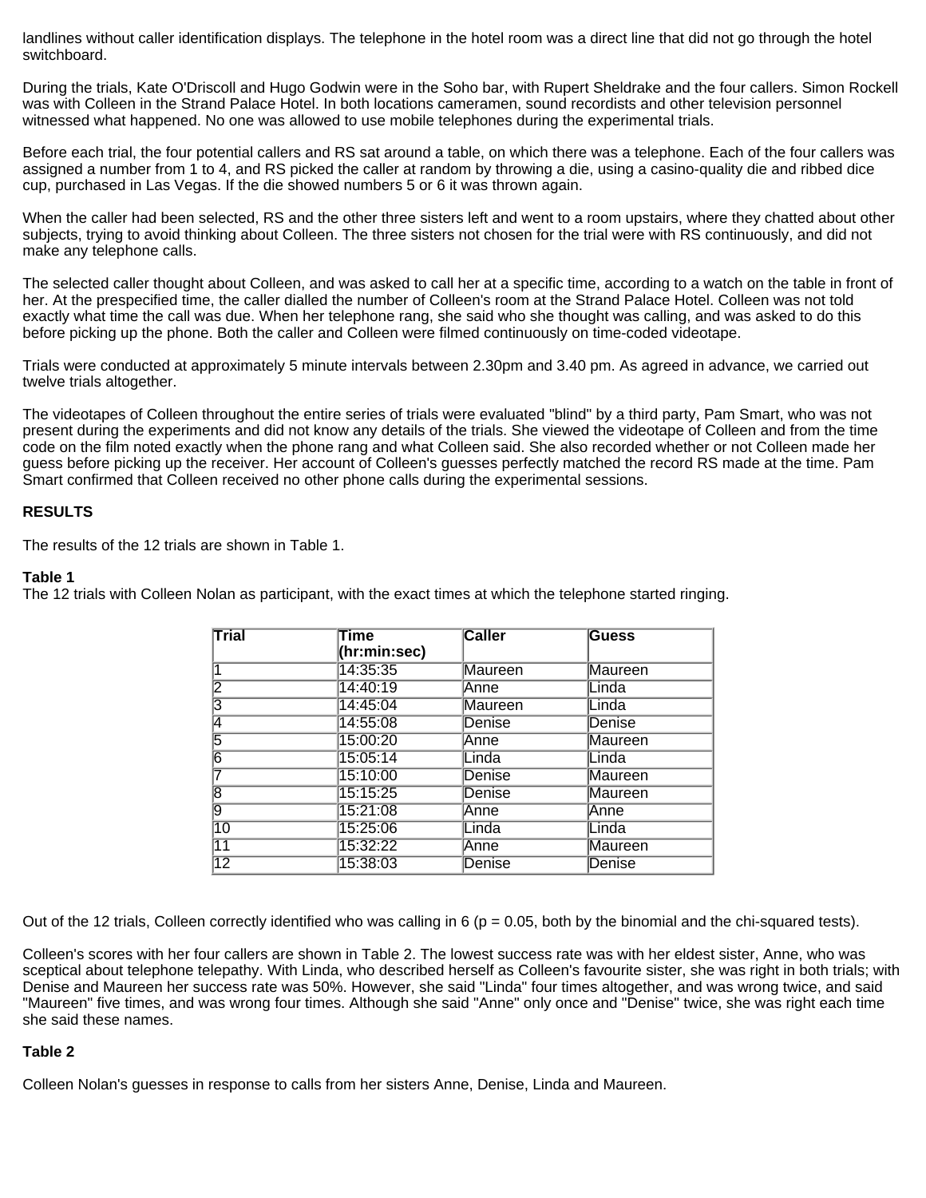landlines without caller identification displays. The telephone in the hotel room was a direct line that did not go through the hotel switchboard.

During the trials, Kate O'Driscoll and Hugo Godwin were in the Soho bar, with Rupert Sheldrake and the four callers. Simon Rockell was with Colleen in the Strand Palace Hotel. In both locations cameramen, sound recordists and other television personnel witnessed what happened. No one was allowed to use mobile telephones during the experimental trials.

Before each trial, the four potential callers and RS sat around a table, on which there was a telephone. Each of the four callers was assigned a number from 1 to 4, and RS picked the caller at random by throwing a die, using a casino-quality die and ribbed dice cup, purchased in Las Vegas. If the die showed numbers 5 or 6 it was thrown again.

When the caller had been selected, RS and the other three sisters left and went to a room upstairs, where they chatted about other subjects, trying to avoid thinking about Colleen. The three sisters not chosen for the trial were with RS continuously, and did not make any telephone calls.

The selected caller thought about Colleen, and was asked to call her at a specific time, according to a watch on the table in front of her. At the prespecified time, the caller dialled the number of Colleen's room at the Strand Palace Hotel. Colleen was not told exactly what time the call was due. When her telephone rang, she said who she thought was calling, and was asked to do this before picking up the phone. Both the caller and Colleen were filmed continuously on time-coded videotape.

Trials were conducted at approximately 5 minute intervals between 2.30pm and 3.40 pm. As agreed in advance, we carried out twelve trials altogether.

The videotapes of Colleen throughout the entire series of trials were evaluated "blind" by a third party, Pam Smart, who was not present during the experiments and did not know any details of the trials. She viewed the videotape of Colleen and from the time code on the film noted exactly when the phone rang and what Colleen said. She also recorded whether or not Colleen made her guess before picking up the receiver. Her account of Colleen's guesses perfectly matched the record RS made at the time. Pam Smart confirmed that Colleen received no other phone calls during the experimental sessions.

**RESULTS**

The results of the 12 trials are shown in Table 1.

**Table 1**
The 12 trials with Colleen Nolan as participant, with the exact times at which the telephone started ringing.

| Trial | Time (hr:min:sec) | Caller | Guess |
|---|---|---|---|
| 1 | 14:35:35 | Maureen | Maureen |
| 2 | 14:40:19 | Anne | Linda |
| 3 | 14:45:04 | Maureen | Linda |
| 4 | 14:55:08 | Denise | Denise |
| 5 | 15:00:20 | Anne | Maureen |
| 6 | 15:05:14 | Linda | Linda |
| 7 | 15:10:00 | Denise | Maureen |
| 8 | 15:15:25 | Denise | Maureen |
| 9 | 15:21:08 | Anne | Anne |
| 10 | 15:25:06 | Linda | Linda |
| 11 | 15:32:22 | Anne | Maureen |
| 12 | 15:38:03 | Denise | Denise |

Out of the 12 trials, Colleen correctly identified who was calling in 6 ($p = 0.05$, both by the binomial and the chi-squared tests).

Colleen's scores with her four callers are shown in Table 2. The lowest success rate was with her eldest sister, Anne, who was sceptical about telephone telepathy. With Linda, who described herself as Colleen's favourite sister, she was right in both trials; with Denise and Maureen her success rate was 50%. However, she said "Linda" four times altogether, and was wrong twice, and said "Maureen" five times, and was wrong four times. Although she said "Anne" only once and "Denise" twice, she was right each time she said these names.

**Table 2**

Colleen Nolan's guesses in response to calls from her sisters Anne, Denise, Linda and Maureen.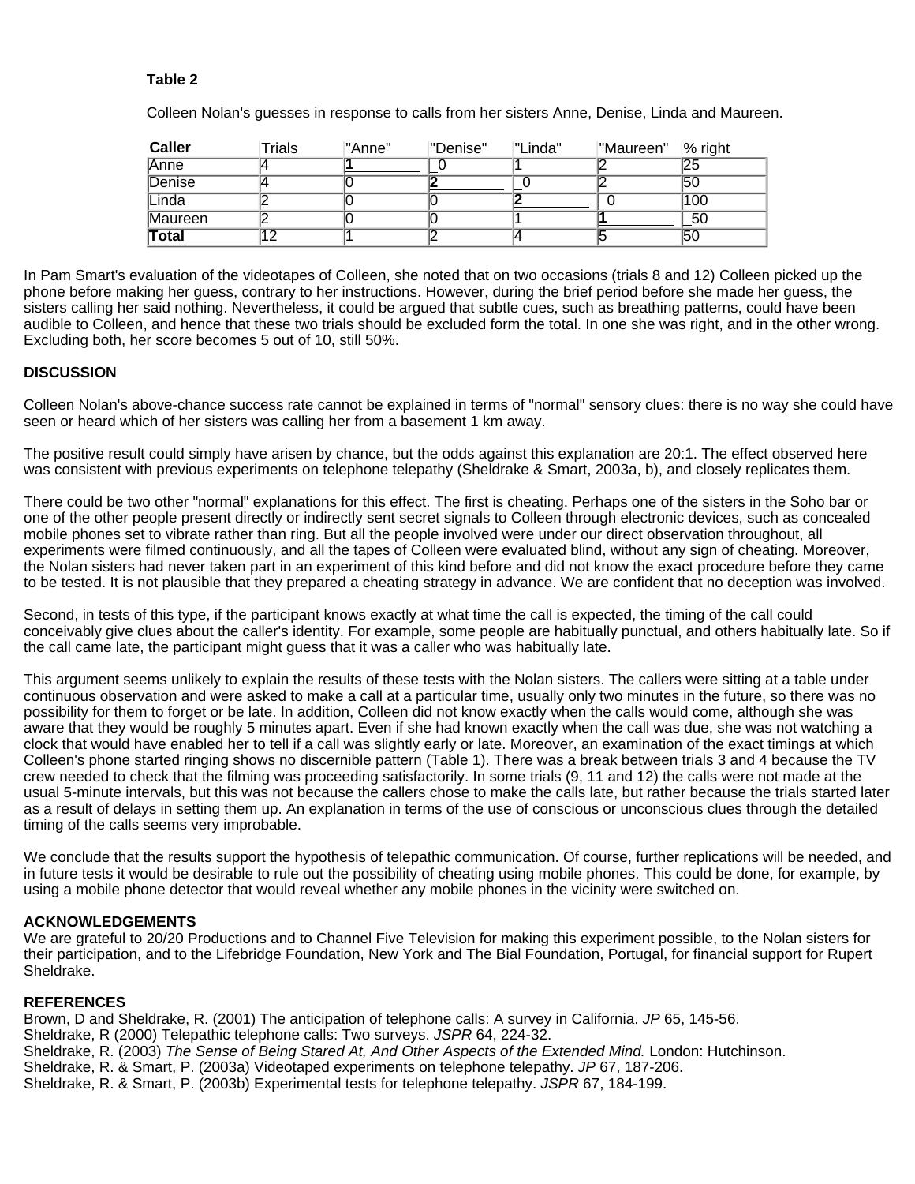**Table 2**

Colleen Nolan's guesses in response to calls from her sisters Anne, Denise, Linda and Maureen.

| Caller | Trials | "Anne" | "Denise" | "Linda" | "Maureen" | % right |
|---|---|---|---|---|---|---|
| Anne | 4 | **1** | 0 | 1 | 2 | 25 |
| Denise | 4 | 0 | **2** | 0 | 2 | 50 |
| Linda | 2 | 0 | 0 | **2** | 0 | 100 |
| Maureen | 2 | 0 | 0 | 1 | **1** | 50 |
| **Total** | 12 | 1 | 2 | 4 | 5 | 50 |

In Pam Smart's evaluation of the videotapes of Colleen, she noted that on two occasions (trials 8 and 12) Colleen picked up the phone before making her guess, contrary to her instructions. However, during the brief period before she made her guess, the sisters calling her said nothing. Nevertheless, it could be argued that subtle cues, such as breathing patterns, could have been audible to Colleen, and hence that these two trials should be excluded form the total. In one she was right, and in the other wrong. Excluding both, her score becomes 5 out of 10, still 50%.

## DISCUSSION

Colleen Nolan's above-chance success rate cannot be explained in terms of "normal" sensory clues: there is no way she could have seen or heard which of her sisters was calling her from a basement 1 km away.

The positive result could simply have arisen by chance, but the odds against this explanation are 20:1. The effect observed here was consistent with previous experiments on telephone telepathy (Sheldrake & Smart, 2003a, b), and closely replicates them.

There could be two other "normal" explanations for this effect. The first is cheating. Perhaps one of the sisters in the Soho bar or one of the other people present directly or indirectly sent secret signals to Colleen through electronic devices, such as concealed mobile phones set to vibrate rather than ring. But all the people involved were under our direct observation throughout, all experiments were filmed continuously, and all the tapes of Colleen were evaluated blind, without any sign of cheating. Moreover, the Nolan sisters had never taken part in an experiment of this kind before and did not know the exact procedure before they came to be tested. It is not plausible that they prepared a cheating strategy in advance. We are confident that no deception was involved.

Second, in tests of this type, if the participant knows exactly at what time the call is expected, the timing of the call could conceivably give clues about the caller's identity. For example, some people are habitually punctual, and others habitually late. So if the call came late, the participant might guess that it was a caller who was habitually late.

This argument seems unlikely to explain the results of these tests with the Nolan sisters. The callers were sitting at a table under continuous observation and were asked to make a call at a particular time, usually only two minutes in the future, so there was no possibility for them to forget or be late. In addition, Colleen did not know exactly when the calls would come, although she was aware that they would be roughly 5 minutes apart. Even if she had known exactly when the call was due, she was not watching a clock that would have enabled her to tell if a call was slightly early or late. Moreover, an examination of the exact timings at which Colleen's phone started ringing shows no discernible pattern (Table 1). There was a break between trials 3 and 4 because the TV crew needed to check that the filming was proceeding satisfactorily. In some trials (9, 11 and 12) the calls were not made at the usual 5-minute intervals, but this was not because the callers chose to make the calls late, but rather because the trials started later as a result of delays in setting them up. An explanation in terms of the use of conscious or unconscious clues through the detailed timing of the calls seems very improbable.

We conclude that the results support the hypothesis of telepathic communication. Of course, further replications will be needed, and in future tests it would be desirable to rule out the possibility of cheating using mobile phones. This could be done, for example, by using a mobile phone detector that would reveal whether any mobile phones in the vicinity were switched on.

## ACKNOWLEDGEMENTS

We are grateful to 20/20 Productions and to Channel Five Television for making this experiment possible, to the Nolan sisters for their participation, and to the Lifebridge Foundation, New York and The Bial Foundation, Portugal, for financial support for Rupert Sheldrake.

## REFERENCES

Brown, D and Sheldrake, R. (2001) The anticipation of telephone calls: A survey in California. *JP* 65, 145-56.
Sheldrake, R (2000) Telepathic telephone calls: Two surveys. *JSPR* 64, 224-32.
Sheldrake, R. (2003) *The Sense of Being Stared At, And Other Aspects of the Extended Mind.* London: Hutchinson.
Sheldrake, R. & Smart, P. (2003a) Videotaped experiments on telephone telepathy. *JP* 67, 187-206.
Sheldrake, R. & Smart, P. (2003b) Experimental tests for telephone telepathy. *JSPR* 67, 184-199.